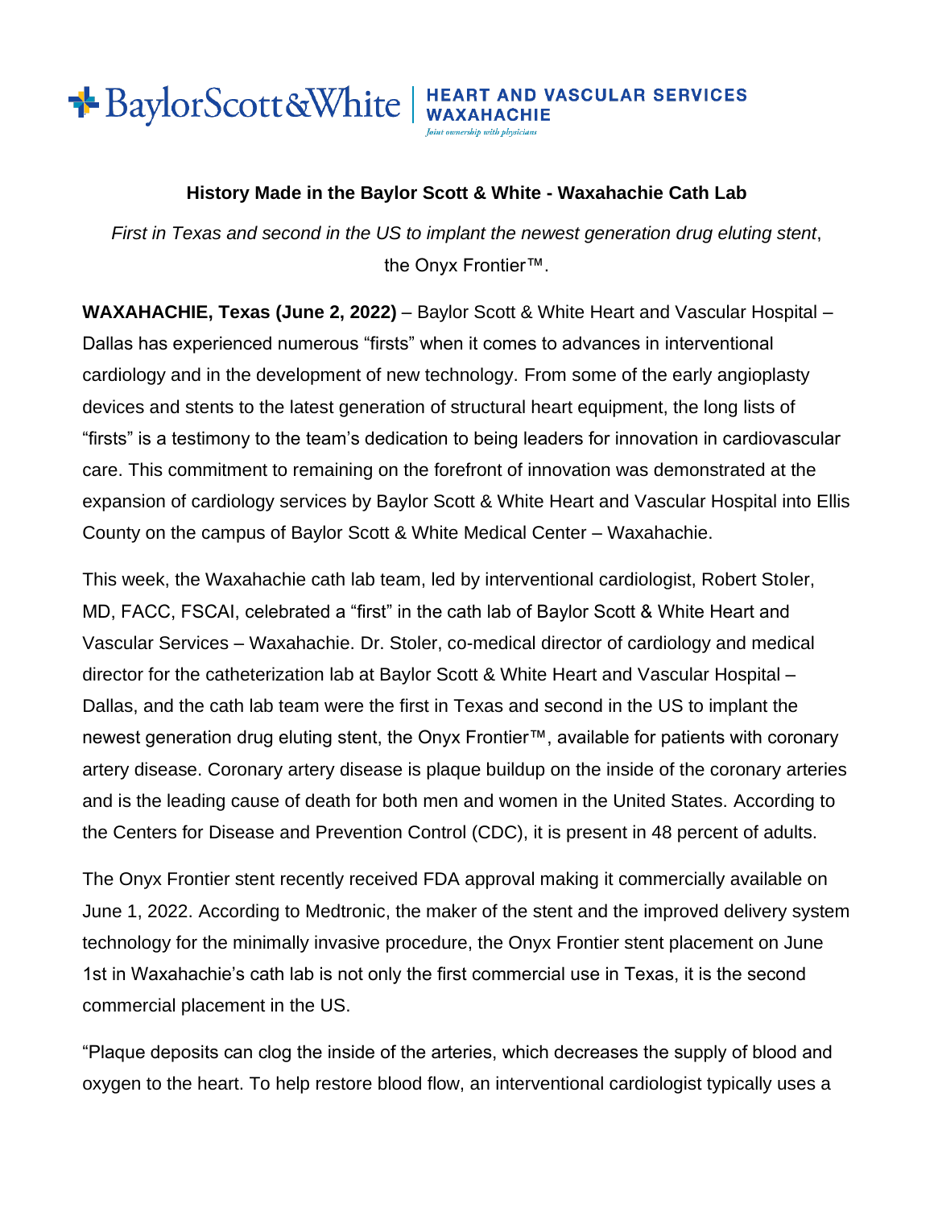Baylor Scott & White | HEART AND VASCULAR SERVICES WAXAHACHIE
*Joint ownership with physicians*

## History Made in the Baylor Scott & White - Waxahachie Cath Lab

*First in Texas and second in the US to implant the newest generation drug eluting stent*, the Onyx Frontier™.

**WAXAHACHIE, Texas (June 2, 2022)** – Baylor Scott & White Heart and Vascular Hospital – Dallas has experienced numerous "firsts" when it comes to advances in interventional cardiology and in the development of new technology. From some of the early angioplasty devices and stents to the latest generation of structural heart equipment, the long lists of "firsts" is a testimony to the team's dedication to being leaders for innovation in cardiovascular care. This commitment to remaining on the forefront of innovation was demonstrated at the expansion of cardiology services by Baylor Scott & White Heart and Vascular Hospital into Ellis County on the campus of Baylor Scott & White Medical Center – Waxahachie.

This week, the Waxahachie cath lab team, led by interventional cardiologist, Robert Stoler, MD, FACC, FSCAI, celebrated a "first" in the cath lab of Baylor Scott & White Heart and Vascular Services – Waxahachie. Dr. Stoler, co-medical director of cardiology and medical director for the catheterization lab at Baylor Scott & White Heart and Vascular Hospital – Dallas, and the cath lab team were the first in Texas and second in the US to implant the newest generation drug eluting stent, the Onyx Frontier™, available for patients with coronary artery disease. Coronary artery disease is plaque buildup on the inside of the coronary arteries and is the leading cause of death for both men and women in the United States. According to the Centers for Disease and Prevention Control (CDC), it is present in 48 percent of adults.

The Onyx Frontier stent recently received FDA approval making it commercially available on June 1, 2022. According to Medtronic, the maker of the stent and the improved delivery system technology for the minimally invasive procedure, the Onyx Frontier stent placement on June 1st in Waxahachie's cath lab is not only the first commercial use in Texas, it is the second commercial placement in the US.

"Plaque deposits can clog the inside of the arteries, which decreases the supply of blood and oxygen to the heart. To help restore blood flow, an interventional cardiologist typically uses a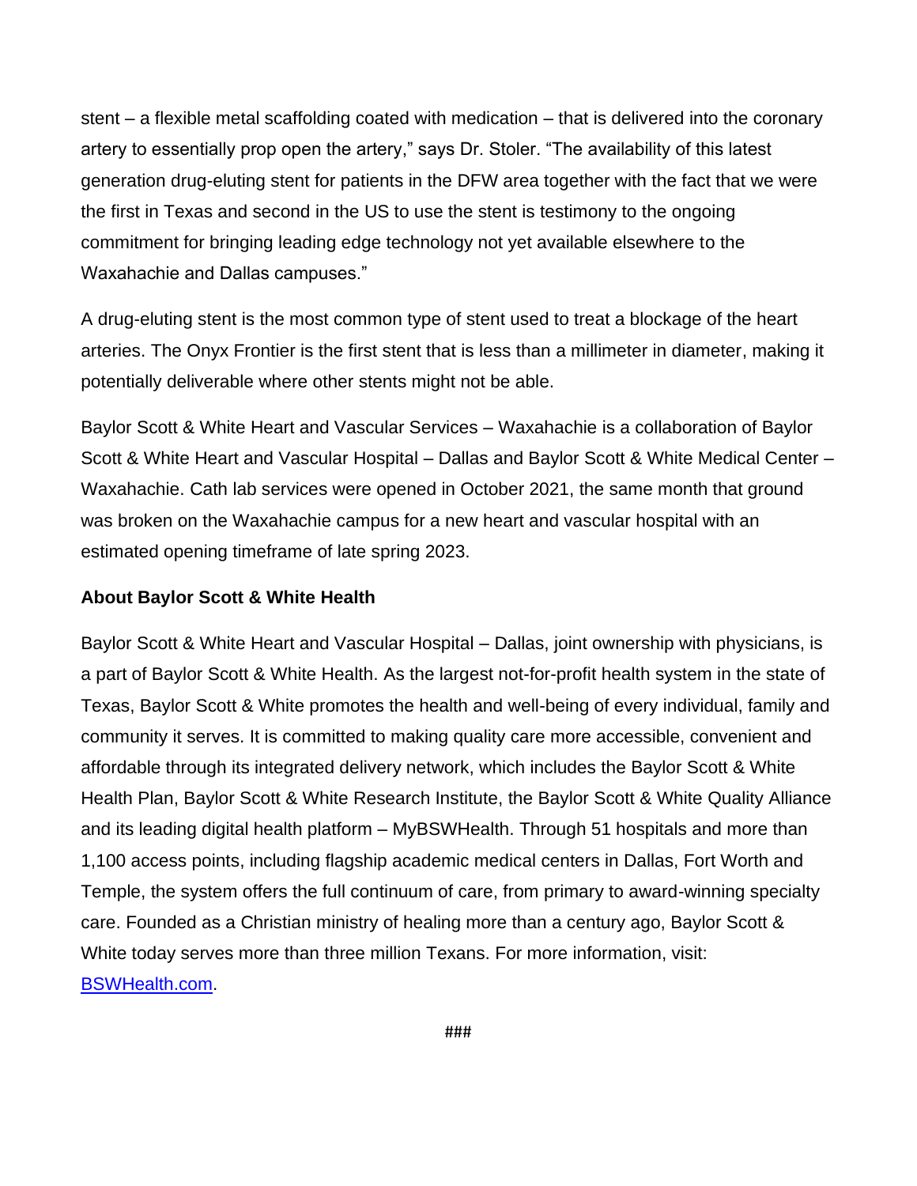stent – a flexible metal scaffolding coated with medication – that is delivered into the coronary artery to essentially prop open the artery," says Dr. Stoler. "The availability of this latest generation drug-eluting stent for patients in the DFW area together with the fact that we were the first in Texas and second in the US to use the stent is testimony to the ongoing commitment for bringing leading edge technology not yet available elsewhere to the Waxahachie and Dallas campuses."

A drug-eluting stent is the most common type of stent used to treat a blockage of the heart arteries. The Onyx Frontier is the first stent that is less than a millimeter in diameter, making it potentially deliverable where other stents might not be able.

Baylor Scott & White Heart and Vascular Services – Waxahachie is a collaboration of Baylor Scott & White Heart and Vascular Hospital – Dallas and Baylor Scott & White Medical Center – Waxahachie. Cath lab services were opened in October 2021, the same month that ground was broken on the Waxahachie campus for a new heart and vascular hospital with an estimated opening timeframe of late spring 2023.

**About Baylor Scott & White Health**

Baylor Scott & White Heart and Vascular Hospital – Dallas, joint ownership with physicians, is a part of Baylor Scott & White Health. As the largest not-for-profit health system in the state of Texas, Baylor Scott & White promotes the health and well-being of every individual, family and community it serves. It is committed to making quality care more accessible, convenient and affordable through its integrated delivery network, which includes the Baylor Scott & White Health Plan, Baylor Scott & White Research Institute, the Baylor Scott & White Quality Alliance and its leading digital health platform – MyBSWHealth. Through 51 hospitals and more than 1,100 access points, including flagship academic medical centers in Dallas, Fort Worth and Temple, the system offers the full continuum of care, from primary to award-winning specialty care. Founded as a Christian ministry of healing more than a century ago, Baylor Scott & White today serves more than three million Texans. For more information, visit: BSWHealth.com.

###